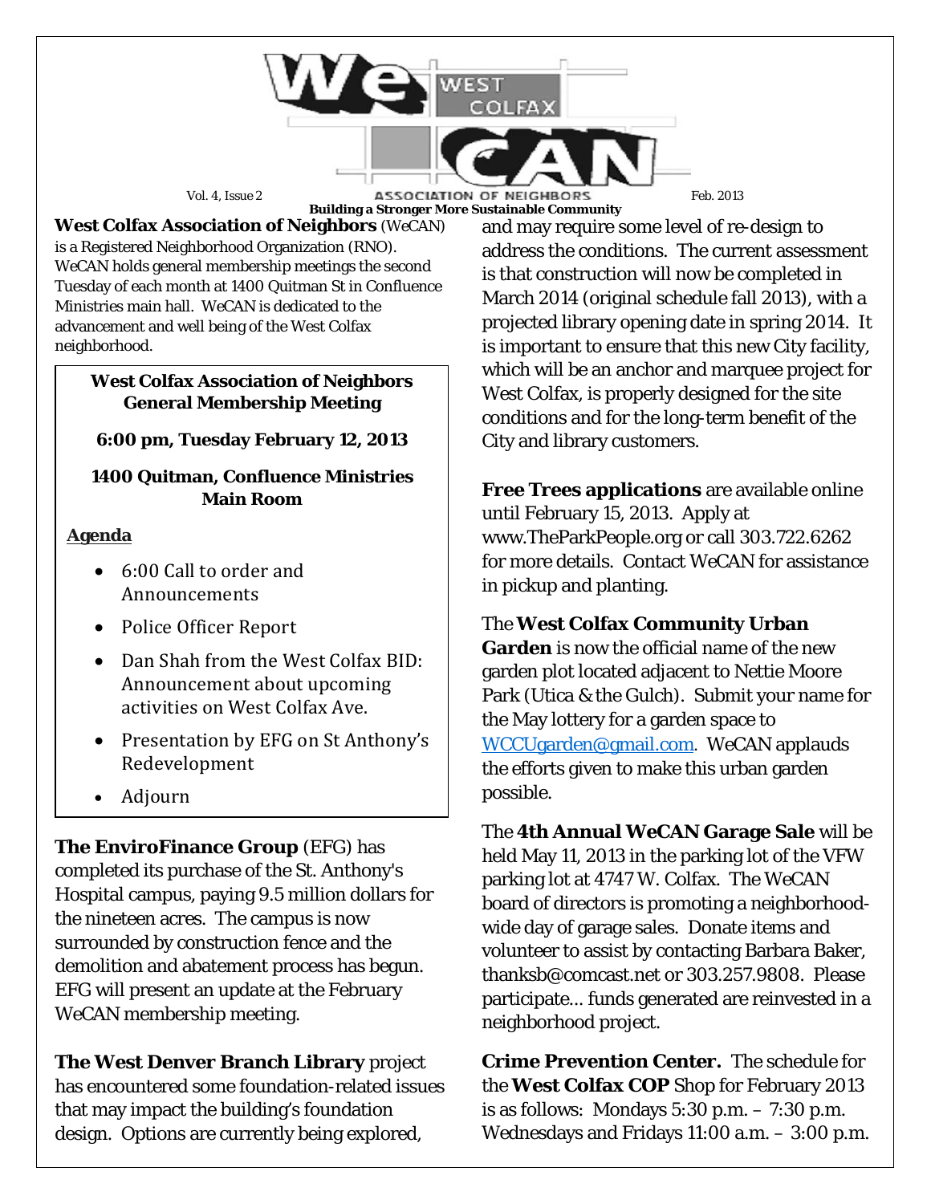# WeCAN — West Colfax Association of Neighbors

Vol. 4, Issue 2 — Feb. 2013

**Building a Stronger More Sustainable Community**

**West Colfax Association of Neighbors** (WeCAN) is a Registered Neighborhood Organization (RNO). WeCAN holds general membership meetings the second Tuesday of each month at 1400 Quitman St in Confluence Ministries main hall. WeCAN is dedicated to the advancement and well being of the West Colfax neighborhood.

**West Colfax Association of Neighbors General Membership Meeting**

**6:00 pm, Tuesday February 12, 2013**

**1400 Quitman, Confluence Ministries Main Room**

**Agenda**

- 6:00 Call to order and Announcements
- Police Officer Report
- Dan Shah from the West Colfax BID: Announcement about upcoming activities on West Colfax Ave.
- Presentation by EFG on St Anthony's Redevelopment
- Adjourn

**The EnviroFinance Group** (EFG) has completed its purchase of the St. Anthony's Hospital campus, paying 9.5 million dollars for the nineteen acres. The campus is now surrounded by construction fence and the demolition and abatement process has begun. EFG will present an update at the February WeCAN membership meeting.

**The West Denver Branch Library** project has encountered some foundation-related issues that may impact the building's foundation design. Options are currently being explored, and may require some level of re-design to address the conditions. The current assessment is that construction will now be completed in March 2014 (original schedule fall 2013), with a projected library opening date in spring 2014. It is important to ensure that this new City facility, which will be an anchor and marquee project for West Colfax, is properly designed for the site conditions and for the long-term benefit of the City and library customers.

**Free Trees applications** are available online until February 15, 2013. Apply at www.TheParkPeople.org or call 303.722.6262 for more details. Contact WeCAN for assistance in pickup and planting.

The **West Colfax Community Urban Garden** is now the official name of the new garden plot located adjacent to Nettie Moore Park (Utica & the Gulch). Submit your name for the May lottery for a garden space to WCCUgarden@gmail.com. WeCAN applauds the efforts given to make this urban garden possible.

The **4th Annual WeCAN Garage Sale** will be held May 11, 2013 in the parking lot of the VFW parking lot at 4747 W. Colfax. The WeCAN board of directors is promoting a neighborhood-wide day of garage sales. Donate items and volunteer to assist by contacting Barbara Baker, thanksb@comcast.net or 303.257.9808. Please participate... funds generated are reinvested in a neighborhood project.

**Crime Prevention Center.** The schedule for the **West Colfax COP** Shop for February 2013 is as follows: Mondays 5:30 p.m. – 7:30 p.m. Wednesdays and Fridays 11:00 a.m. – 3:00 p.m.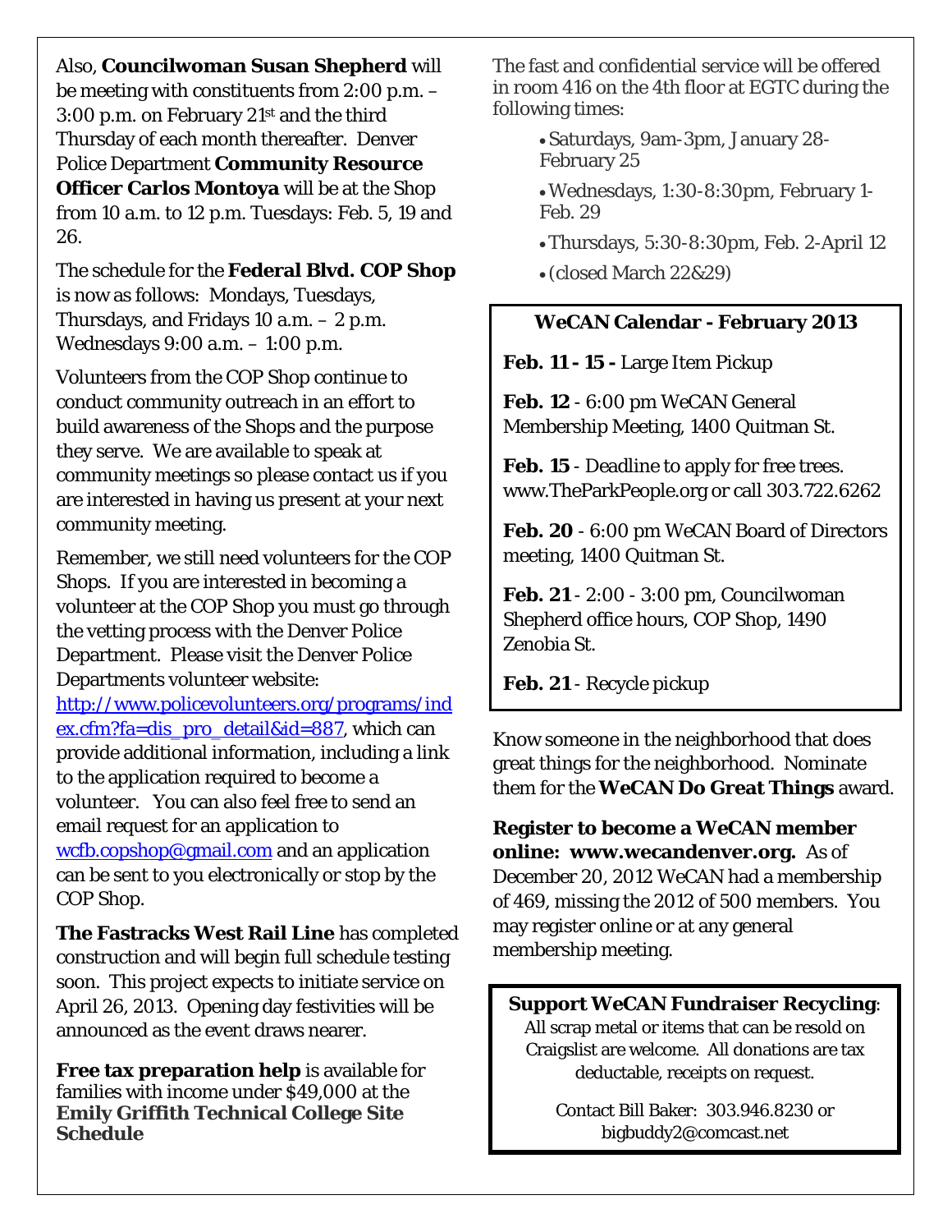Also, **Councilwoman Susan Shepherd** will be meeting with constituents from 2:00 p.m. – 3:00 p.m. on February 21st and the third Thursday of each month thereafter. Denver Police Department **Community Resource Officer Carlos Montoya** will be at the Shop from 10 a.m. to 12 p.m. Tuesdays: Feb. 5, 19 and 26.

The schedule for the **Federal Blvd. COP Shop** is now as follows: Mondays, Tuesdays, Thursdays, and Fridays 10 a.m. – 2 p.m. Wednesdays 9:00 a.m. – 1:00 p.m.

Volunteers from the COP Shop continue to conduct community outreach in an effort to build awareness of the Shops and the purpose they serve. We are available to speak at community meetings so please contact us if you are interested in having us present at your next community meeting.

Remember, we still need volunteers for the COP Shops. If you are interested in becoming a volunteer at the COP Shop you must go through the vetting process with the Denver Police Department. Please visit the Denver Police Departments volunteer website: http://www.policevolunteers.org/programs/index.cfm?fa=dis_pro_detail&id=887, which can provide additional information, including a link to the application required to become a volunteer. You can also feel free to send an email request for an application to wcfb.copshop@gmail.com and an application can be sent to you electronically or stop by the COP Shop.

**The Fastracks West Rail Line** has completed construction and will begin full schedule testing soon. This project expects to initiate service on April 26, 2013. Opening day festivities will be announced as the event draws nearer.

**Free tax preparation help** is available for families with income under $49,000 at the **Emily Griffith Technical College Site Schedule**

The fast and confidential service will be offered in room 416 on the 4th floor at EGTC during the following times:

- Saturdays, 9am-3pm, January 28-February 25
- Wednesdays, 1:30-8:30pm, February 1-Feb. 29
- Thursdays, 5:30-8:30pm, Feb. 2-April 12
- (closed March 22&29)

**WeCAN Calendar - February 2013**

**Feb. 11 - 15 -** Large Item Pickup

**Feb. 12** - 6:00 pm WeCAN General Membership Meeting, 1400 Quitman St.

**Feb. 15** - Deadline to apply for free trees. www.TheParkPeople.org or call 303.722.6262

**Feb. 20** - 6:00 pm WeCAN Board of Directors meeting, 1400 Quitman St.

**Feb. 21** - 2:00 - 3:00 pm, Councilwoman Shepherd office hours, COP Shop, 1490 Zenobia St.

**Feb. 21** - Recycle pickup

Know someone in the neighborhood that does great things for the neighborhood. Nominate them for the **WeCAN Do Great Things** award.

**Register to become a WeCAN member online: www.wecandenver.org.** As of December 20, 2012 WeCAN had a membership of 469, missing the 2012 of 500 members. You may register online or at any general membership meeting.

**Support WeCAN Fundraiser Recycling**: All scrap metal or items that can be resold on Craigslist are welcome. All donations are tax deductable, receipts on request.

Contact Bill Baker: 303.946.8230 or bigbuddy2@comcast.net